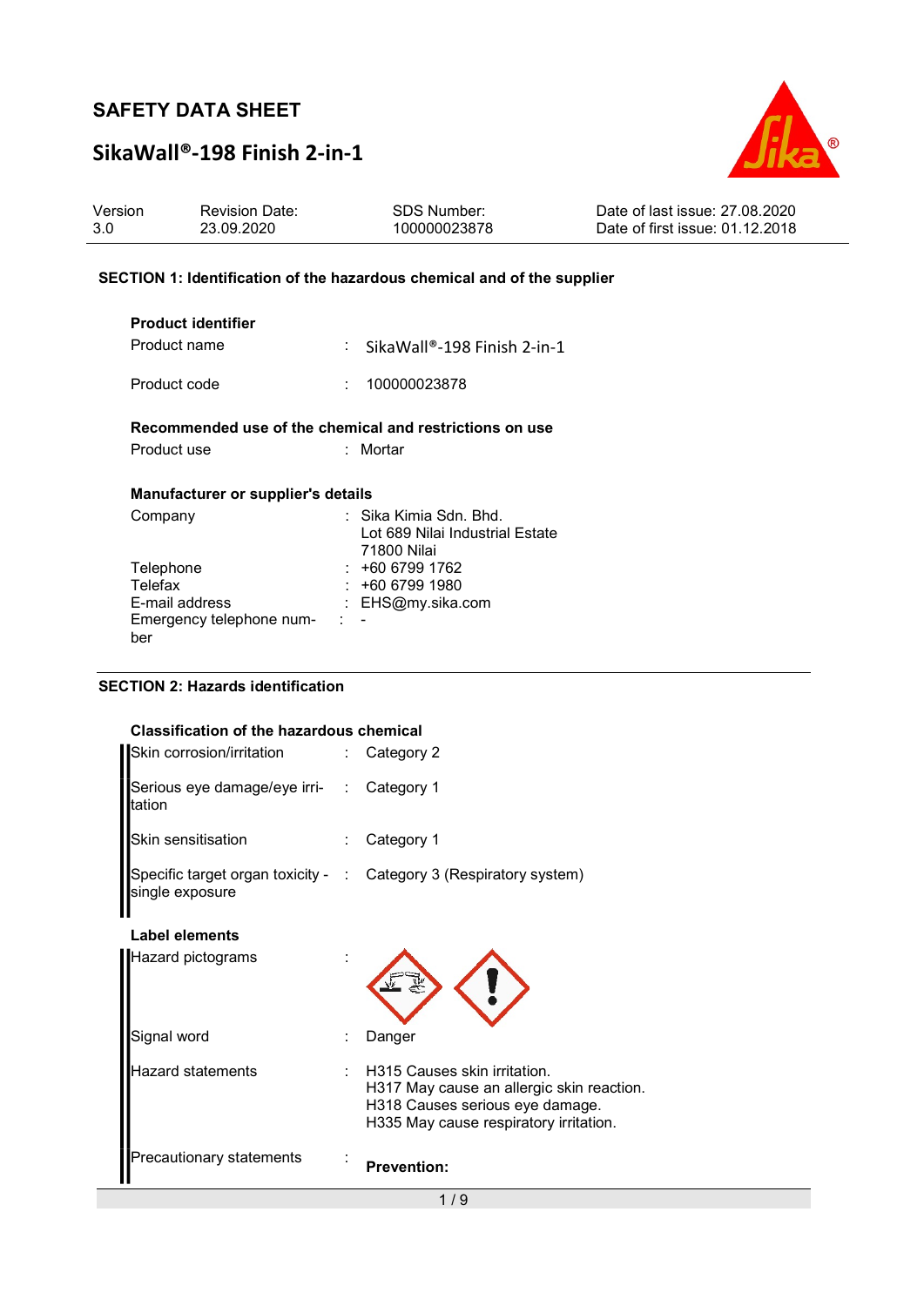# SAFETY DATA SHEET

## SikaWall®-198 Finish 2-in-1

| Version | Revision Date: | SDS Number: | Date of last issue: 27.08.2020 |
|---|---|---|---|
| 3.0 | 23.09.2020 | 100000023878 | Date of first issue: 01.12.2018 |

### SECTION 1: Identification of the hazardous chemical and of the supplier

**Product identifier**

Product name : SikaWall®-198 Finish 2-in-1

Product code : 100000023878

**Recommended use of the chemical and restrictions on use**

Product use : Mortar

**Manufacturer or supplier's details**

Company : Sika Kimia Sdn. Bhd.
Lot 689 Nilai Industrial Estate
71800 Nilai

Telephone : +60 6799 1762

Telefax : +60 6799 1980

E-mail address : EHS@my.sika.com

Emergency telephone number : -

### SECTION 2: Hazards identification

**Classification of the hazardous chemical**

Skin corrosion/irritation : Category 2

Serious eye damage/eye irritation : Category 1

Skin sensitisation : Category 1

Specific target organ toxicity - single exposure : Category 3 (Respiratory system)

**Label elements**

Hazard pictograms :

Signal word : Danger

Hazard statements : H315 Causes skin irritation.
H317 May cause an allergic skin reaction.
H318 Causes serious eye damage.
H335 May cause respiratory irritation.

Precautionary statements : **Prevention:**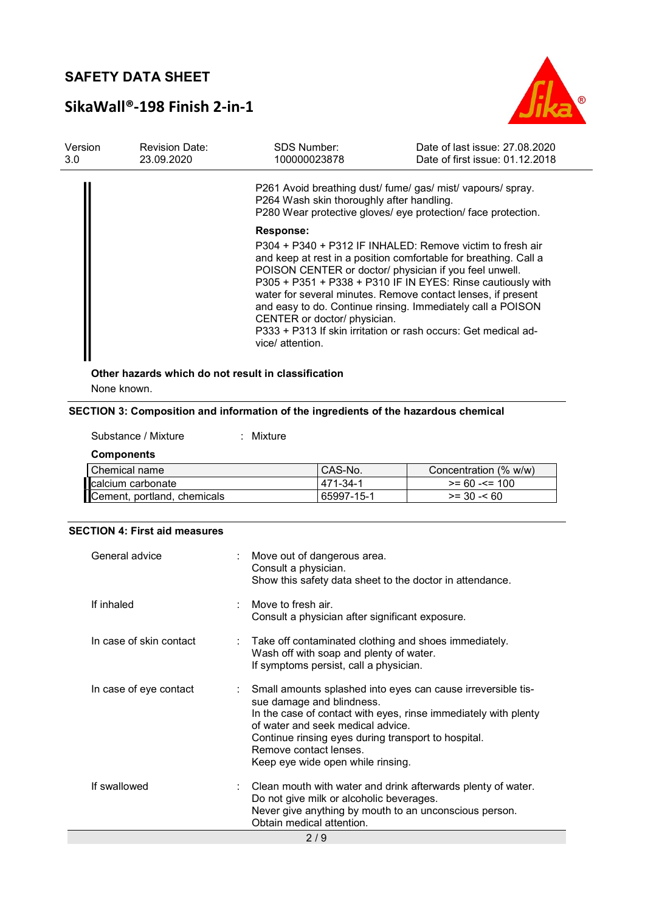P261 Avoid breathing dust/ fume/ gas/ mist/ vapours/ spray.
P264 Wash skin thoroughly after handling.
P280 Wear protective gloves/ eye protection/ face protection.

**Response:**

P304 + P340 + P312 IF INHALED: Remove victim to fresh air and keep at rest in a position comfortable for breathing. Call a POISON CENTER or doctor/ physician if you feel unwell.
P305 + P351 + P338 + P310 IF IN EYES: Rinse cautiously with water for several minutes. Remove contact lenses, if present and easy to do. Continue rinsing. Immediately call a POISON CENTER or doctor/ physician.
P333 + P313 If skin irritation or rash occurs: Get medical advice/ attention.

**Other hazards which do not result in classification**

None known.

## SECTION 3: Composition and information of the ingredients of the hazardous chemical

Substance / Mixture : Mixture

**Components**

| Chemical name | CAS-No. | Concentration (% w/w) |
|---|---|---|
| calcium carbonate | 471-34-1 | >= 60 -<= 100 |
| Cement, portland, chemicals | 65997-15-1 | >= 30 -< 60 |

## SECTION 4: First aid measures

General advice : Move out of dangerous area.
Consult a physician.
Show this safety data sheet to the doctor in attendance.

If inhaled : Move to fresh air.
Consult a physician after significant exposure.

In case of skin contact : Take off contaminated clothing and shoes immediately.
Wash off with soap and plenty of water.
If symptoms persist, call a physician.

In case of eye contact : Small amounts splashed into eyes can cause irreversible tissue damage and blindness.
In the case of contact with eyes, rinse immediately with plenty of water and seek medical advice.
Continue rinsing eyes during transport to hospital.
Remove contact lenses.
Keep eye wide open while rinsing.

If swallowed : Clean mouth with water and drink afterwards plenty of water.
Do not give milk or alcoholic beverages.
Never give anything by mouth to an unconscious person.
Obtain medical attention.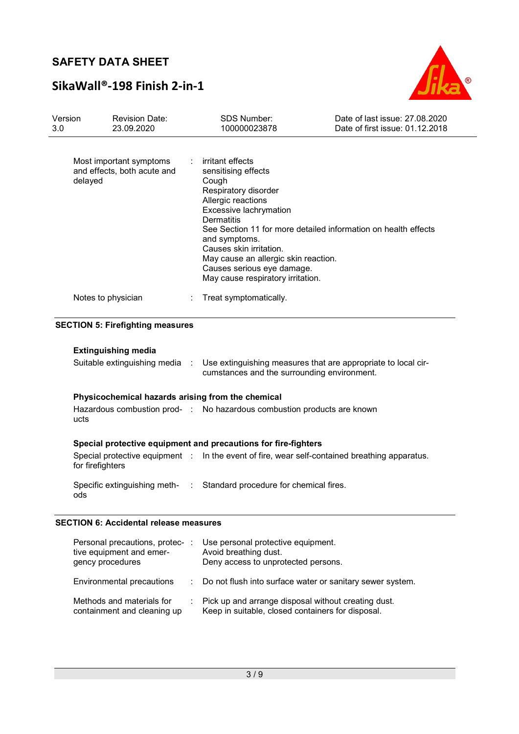| | | |
|---|---|---|
| Most important symptoms and effects, both acute and delayed | : | irritant effects<br>sensitising effects<br>Cough<br>Respiratory disorder<br>Allergic reactions<br>Excessive lachrymation<br>Dermatitis<br>See Section 11 for more detailed information on health effects and symptoms.<br>Causes skin irritation.<br>May cause an allergic skin reaction.<br>Causes serious eye damage.<br>May cause respiratory irritation. |
| Notes to physician | : | Treat symptomatically. |

## SECTION 5: Firefighting measures

### Extinguishing media

| | | |
|---|---|---|
| Suitable extinguishing media | : | Use extinguishing measures that are appropriate to local circumstances and the surrounding environment. |

### Physicochemical hazards arising from the chemical

| | | |
|---|---|---|
| Hazardous combustion products | : | No hazardous combustion products are known |

### Special protective equipment and precautions for fire-fighters

| | | |
|---|---|---|
| Special protective equipment for firefighters | : | In the event of fire, wear self-contained breathing apparatus. |
| Specific extinguishing methods | : | Standard procedure for chemical fires. |

## SECTION 6: Accidental release measures

| | | |
|---|---|---|
| Personal precautions, protective equipment and emergency procedures | : | Use personal protective equipment.<br>Avoid breathing dust.<br>Deny access to unprotected persons. |
| Environmental precautions | : | Do not flush into surface water or sanitary sewer system. |
| Methods and materials for containment and cleaning up | : | Pick up and arrange disposal without creating dust.<br>Keep in suitable, closed containers for disposal. |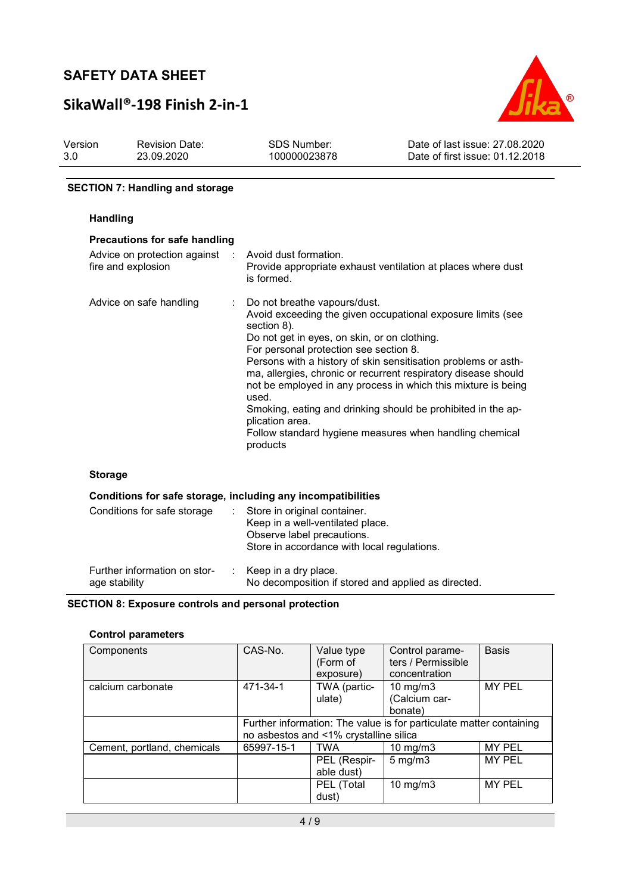## SECTION 7: Handling and storage

### Handling

**Precautions for safe handling**

Advice on protection against fire and explosion : Avoid dust formation.
Provide appropriate exhaust ventilation at places where dust is formed.

Advice on safe handling : Do not breathe vapours/dust.
Avoid exceeding the given occupational exposure limits (see section 8).
Do not get in eyes, on skin, or on clothing.
For personal protection see section 8.
Persons with a history of skin sensitisation problems or asthma, allergies, chronic or recurrent respiratory disease should not be employed in any process in which this mixture is being used.
Smoking, eating and drinking should be prohibited in the application area.
Follow standard hygiene measures when handling chemical products

### Storage

**Conditions for safe storage, including any incompatibilities**

Conditions for safe storage : Store in original container.
Keep in a well-ventilated place.
Observe label precautions.
Store in accordance with local regulations.

Further information on storage stability : Keep in a dry place.
No decomposition if stored and applied as directed.

## SECTION 8: Exposure controls and personal protection

### Control parameters

| Components | CAS-No. | Value type (Form of exposure) | Control parameters / Permissible concentration | Basis |
|---|---|---|---|---|
| calcium carbonate | 471-34-1 | TWA (particulate) | 10 mg/m3 (Calcium carbonate) | MY PEL |
| | Further information: The value is for particulate matter containing no asbestos and <1% crystalline silica | | | |
| Cement, portland, chemicals | 65997-15-1 | TWA | 10 mg/m3 | MY PEL |
| | | PEL (Respirable dust) | 5 mg/m3 | MY PEL |
| | | PEL (Total dust) | 10 mg/m3 | MY PEL |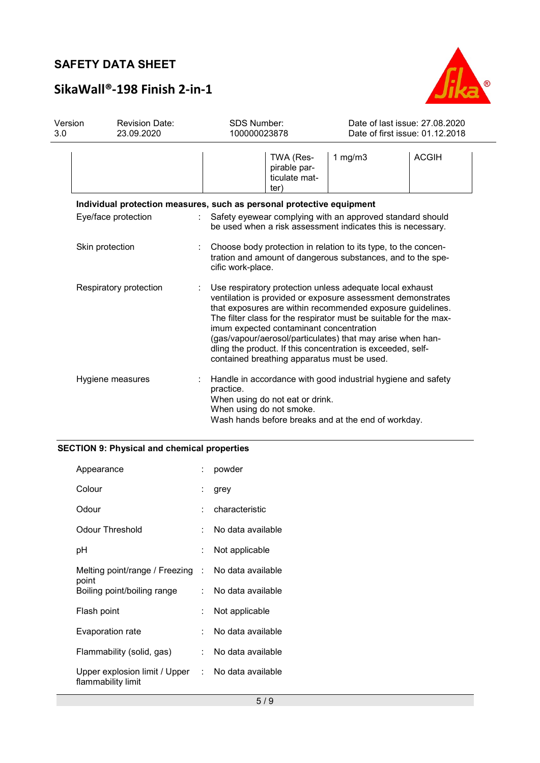| | | | | |
|---|---|---|---|---|
| | | TWA (Respirable particulate matter) | 1 mg/m3 | ACGIH |

**Individual protection measures, such as personal protective equipment**

Eye/face protection : Safety eyewear complying with an approved standard should be used when a risk assessment indicates this is necessary.

Skin protection : Choose body protection in relation to its type, to the concentration and amount of dangerous substances, and to the specific work-place.

Respiratory protection : Use respiratory protection unless adequate local exhaust ventilation is provided or exposure assessment demonstrates that exposures are within recommended exposure guidelines. The filter class for the respirator must be suitable for the maximum expected contaminant concentration (gas/vapour/aerosol/particulates) that may arise when handling the product. If this concentration is exceeded, self-contained breathing apparatus must be used.

Hygiene measures : Handle in accordance with good industrial hygiene and safety practice.
When using do not eat or drink.
When using do not smoke.
Wash hands before breaks and at the end of workday.

## SECTION 9: Physical and chemical properties

Appearance : powder

Colour : grey

Odour : characteristic

Odour Threshold : No data available

pH : Not applicable

Melting point/range / Freezing point : No data available

Boiling point/boiling range : No data available

Flash point : Not applicable

Evaporation rate : No data available

Flammability (solid, gas) : No data available

Upper explosion limit / Upper flammability limit : No data available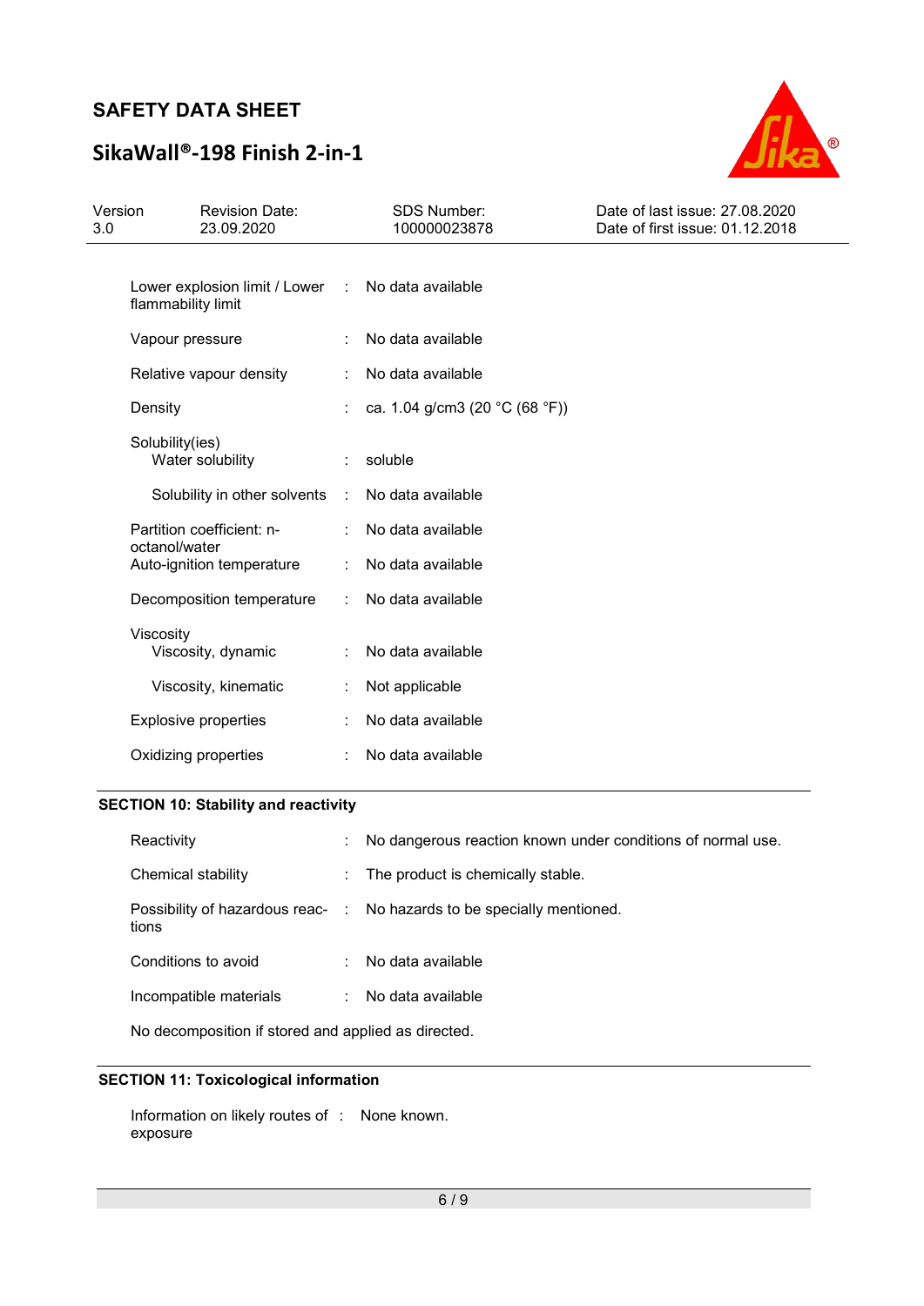| | | |
|---|---|---|
| Lower explosion limit / Lower flammability limit | : | No data available |
| Vapour pressure | : | No data available |
| Relative vapour density | : | No data available |
| Density | : | ca. 1.04 g/cm3 (20 °C (68 °F)) |
| Solubility(ies) | | |
| Water solubility | : | soluble |
| Solubility in other solvents | : | No data available |
| Partition coefficient: n-octanol/water | : | No data available |
| Auto-ignition temperature | : | No data available |
| Decomposition temperature | : | No data available |
| Viscosity | | |
| Viscosity, dynamic | : | No data available |
| Viscosity, kinematic | : | Not applicable |
| Explosive properties | : | No data available |
| Oxidizing properties | : | No data available |

## SECTION 10: Stability and reactivity

| | | |
|---|---|---|
| Reactivity | : | No dangerous reaction known under conditions of normal use. |
| Chemical stability | : | The product is chemically stable. |
| Possibility of hazardous reactions | : | No hazards to be specially mentioned. |
| Conditions to avoid | : | No data available |
| Incompatible materials | : | No data available |

No decomposition if stored and applied as directed.

## SECTION 11: Toxicological information

| | | |
|---|---|---|
| Information on likely routes of exposure | : | None known. |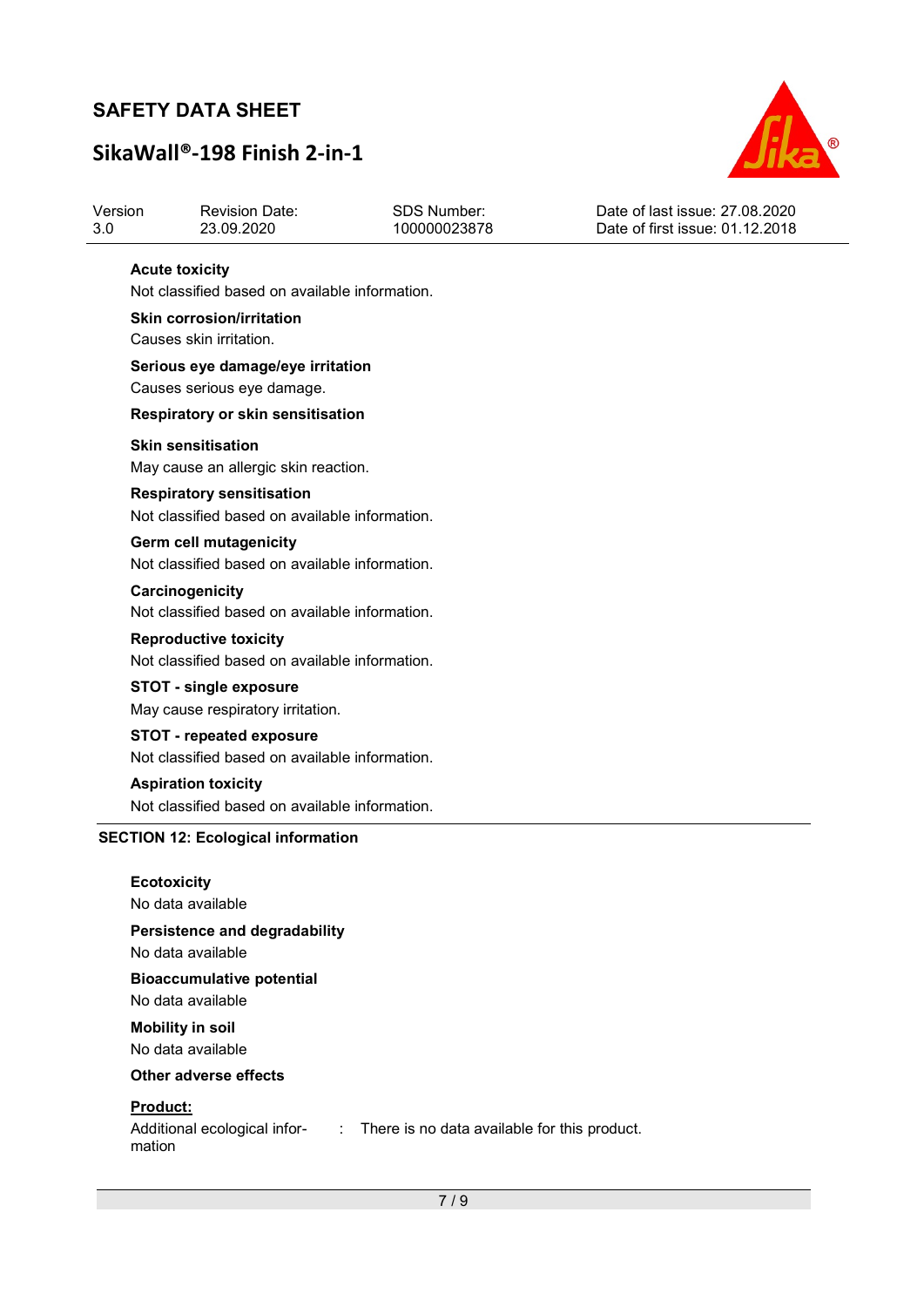**Acute toxicity**

Not classified based on available information.

**Skin corrosion/irritation**

Causes skin irritation.

**Serious eye damage/eye irritation**

Causes serious eye damage.

**Respiratory or skin sensitisation**

**Skin sensitisation**

May cause an allergic skin reaction.

**Respiratory sensitisation**

Not classified based on available information.

**Germ cell mutagenicity**

Not classified based on available information.

**Carcinogenicity**

Not classified based on available information.

**Reproductive toxicity**

Not classified based on available information.

**STOT - single exposure**

May cause respiratory irritation.

**STOT - repeated exposure**

Not classified based on available information.

**Aspiration toxicity**

Not classified based on available information.

## SECTION 12: Ecological information

**Ecotoxicity**

No data available

**Persistence and degradability**

No data available

**Bioaccumulative potential**

No data available

**Mobility in soil**

No data available

**Other adverse effects**

**Product:**

Additional ecological information : There is no data available for this product.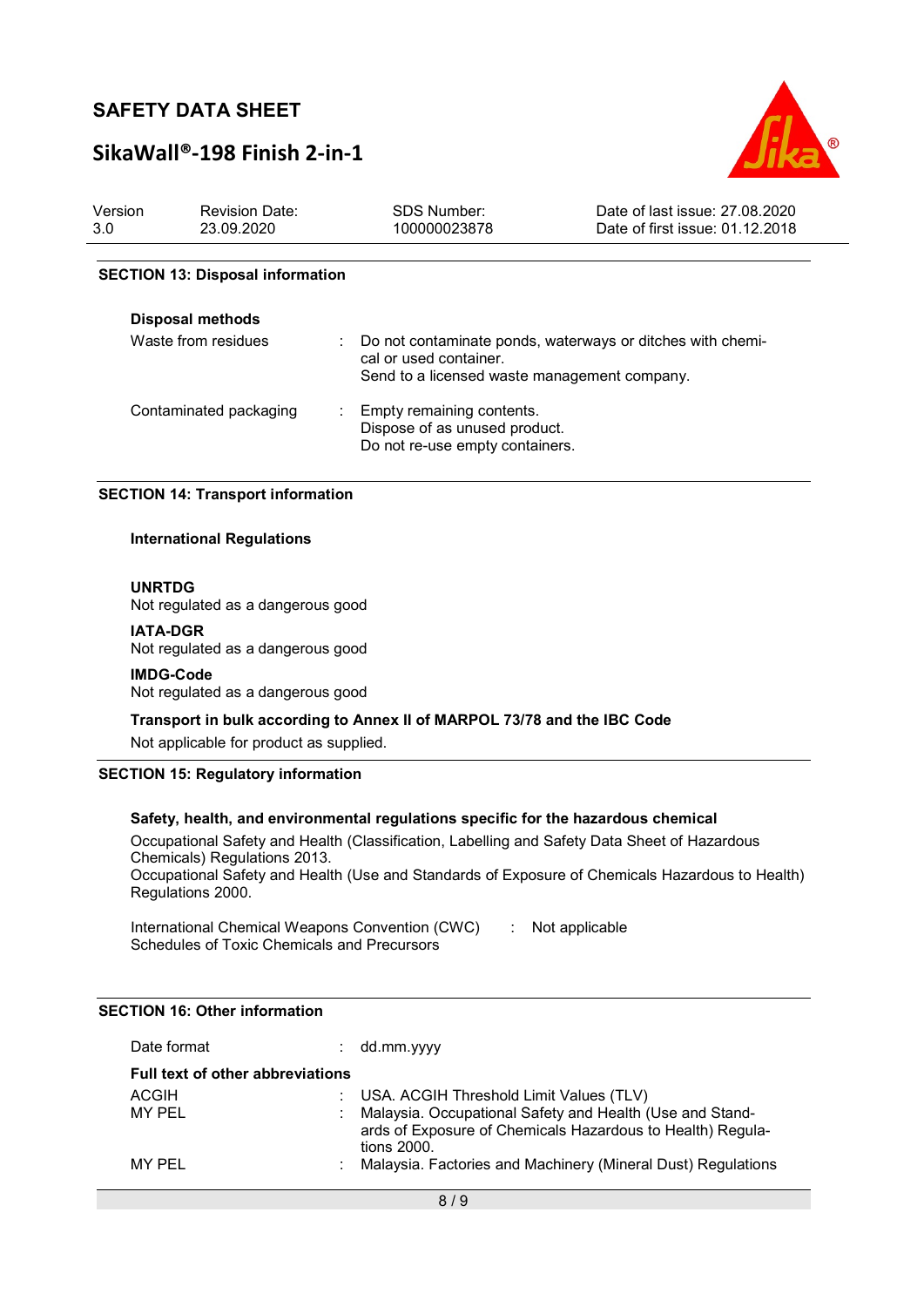## SECTION 13: Disposal information

**Disposal methods**

| | |
|---|---|
| Waste from residues | : Do not contaminate ponds, waterways or ditches with chemical or used container. Send to a licensed waste management company. |
| Contaminated packaging | : Empty remaining contents. Dispose of as unused product. Do not re-use empty containers. |

## SECTION 14: Transport information

**International Regulations**

**UNRTDG**
Not regulated as a dangerous good

**IATA-DGR**
Not regulated as a dangerous good

**IMDG-Code**
Not regulated as a dangerous good

**Transport in bulk according to Annex II of MARPOL 73/78 and the IBC Code**

Not applicable for product as supplied.

## SECTION 15: Regulatory information

**Safety, health, and environmental regulations specific for the hazardous chemical**

Occupational Safety and Health (Classification, Labelling and Safety Data Sheet of Hazardous Chemicals) Regulations 2013.
Occupational Safety and Health (Use and Standards of Exposure of Chemicals Hazardous to Health) Regulations 2000.

International Chemical Weapons Convention (CWC) Schedules of Toxic Chemicals and Precursors : Not applicable

## SECTION 16: Other information

Date format : dd.mm.yyyy

**Full text of other abbreviations**

| | |
|---|---|
| ACGIH | : USA. ACGIH Threshold Limit Values (TLV) |
| MY PEL | : Malaysia. Occupational Safety and Health (Use and Standards of Exposure of Chemicals Hazardous to Health) Regulations 2000. |
| MY PEL | : Malaysia. Factories and Machinery (Mineral Dust) Regulations |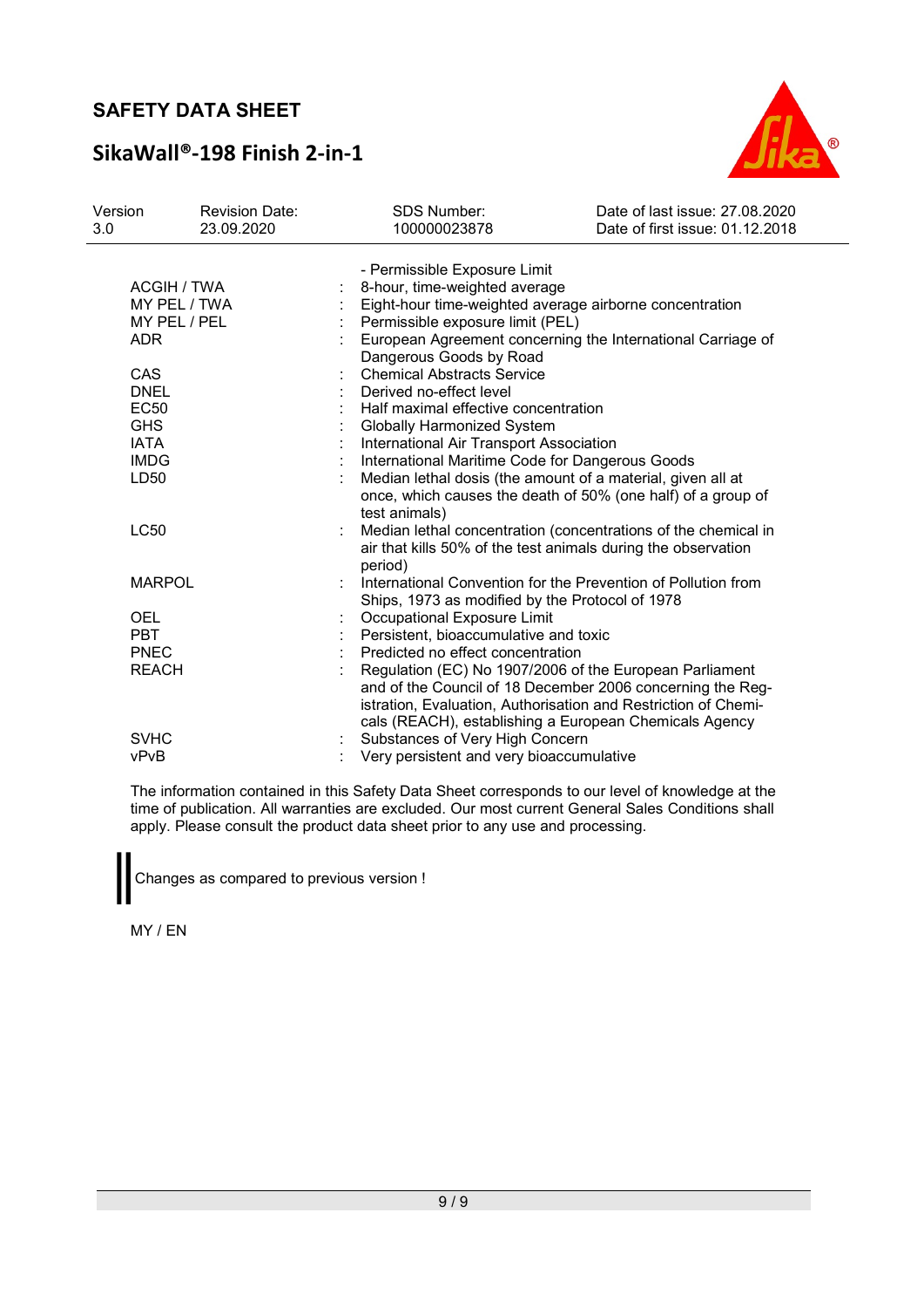| | | |
|---|---|---|
| | | - Permissible Exposure Limit |
| ACGIH / TWA | : | 8-hour, time-weighted average |
| MY PEL / TWA | : | Eight-hour time-weighted average airborne concentration |
| MY PEL / PEL | : | Permissible exposure limit (PEL) |
| ADR | : | European Agreement concerning the International Carriage of Dangerous Goods by Road |
| CAS | : | Chemical Abstracts Service |
| DNEL | : | Derived no-effect level |
| EC50 | : | Half maximal effective concentration |
| GHS | : | Globally Harmonized System |
| IATA | : | International Air Transport Association |
| IMDG | : | International Maritime Code for Dangerous Goods |
| LD50 | : | Median lethal dosis (the amount of a material, given all at once, which causes the death of 50% (one half) of a group of test animals) |
| LC50 | : | Median lethal concentration (concentrations of the chemical in air that kills 50% of the test animals during the observation period) |
| MARPOL | : | International Convention for the Prevention of Pollution from Ships, 1973 as modified by the Protocol of 1978 |
| OEL | : | Occupational Exposure Limit |
| PBT | : | Persistent, bioaccumulative and toxic |
| PNEC | : | Predicted no effect concentration |
| REACH | : | Regulation (EC) No 1907/2006 of the European Parliament and of the Council of 18 December 2006 concerning the Registration, Evaluation, Authorisation and Restriction of Chemicals (REACH), establishing a European Chemicals Agency |
| SVHC | : | Substances of Very High Concern |
| vPvB | : | Very persistent and very bioaccumulative |

The information contained in this Safety Data Sheet corresponds to our level of knowledge at the time of publication. All warranties are excluded. Our most current General Sales Conditions shall apply. Please consult the product data sheet prior to any use and processing.

Changes as compared to previous version !

MY / EN